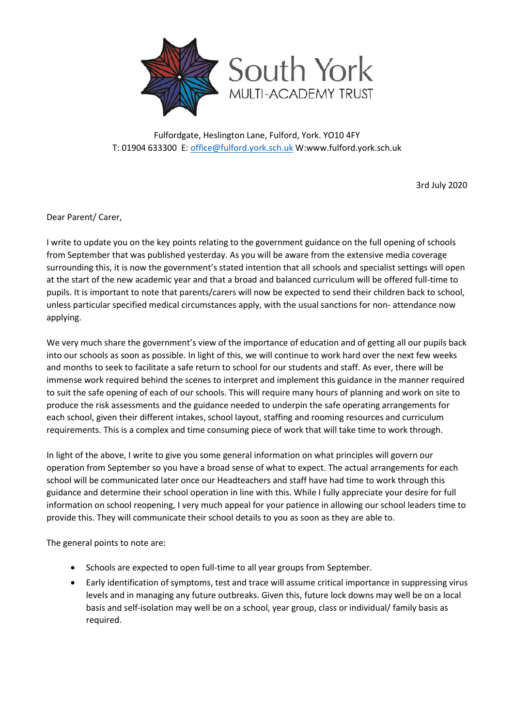# South York

MULTI-ACADEMY TRUST

Fulfordgate, Heslington Lane, Fulford, York. YO10 4FY
T: 01904 633300 E: office@fulford.york.sch.uk W:www.fulford.york.sch.uk

3rd July 2020

Dear Parent/ Carer,

I write to update you on the key points relating to the government guidance on the full opening of schools from September that was published yesterday. As you will be aware from the extensive media coverage surrounding this, it is now the government's stated intention that all schools and specialist settings will open at the start of the new academic year and that a broad and balanced curriculum will be offered full-time to pupils. It is important to note that parents/carers will now be expected to send their children back to school, unless particular specified medical circumstances apply, with the usual sanctions for non- attendance now applying.

We very much share the government's view of the importance of education and of getting all our pupils back into our schools as soon as possible. In light of this, we will continue to work hard over the next few weeks and months to seek to facilitate a safe return to school for our students and staff. As ever, there will be immense work required behind the scenes to interpret and implement this guidance in the manner required to suit the safe opening of each of our schools. This will require many hours of planning and work on site to produce the risk assessments and the guidance needed to underpin the safe operating arrangements for each school, given their different intakes, school layout, staffing and rooming resources and curriculum requirements. This is a complex and time consuming piece of work that will take time to work through.

In light of the above, I write to give you some general information on what principles will govern our operation from September so you have a broad sense of what to expect. The actual arrangements for each school will be communicated later once our Headteachers and staff have had time to work through this guidance and determine their school operation in line with this. While I fully appreciate your desire for full information on school reopening, I very much appeal for your patience in allowing our school leaders time to provide this. They will communicate their school details to you as soon as they are able to.

The general points to note are:

- Schools are expected to open full-time to all year groups from September.
- Early identification of symptoms, test and trace will assume critical importance in suppressing virus levels and in managing any future outbreaks. Given this, future lock downs may well be on a local basis and self-isolation may well be on a school, year group, class or individual/ family basis as required.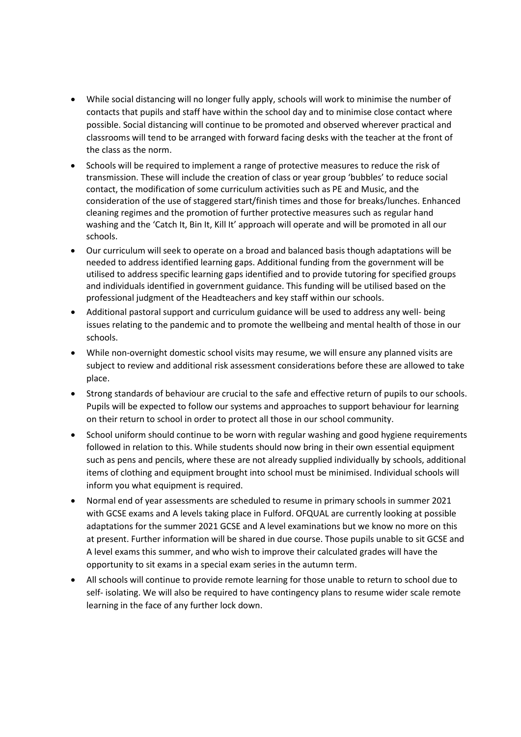- While social distancing will no longer fully apply, schools will work to minimise the number of contacts that pupils and staff have within the school day and to minimise close contact where possible. Social distancing will continue to be promoted and observed wherever practical and classrooms will tend to be arranged with forward facing desks with the teacher at the front of the class as the norm.
- Schools will be required to implement a range of protective measures to reduce the risk of transmission. These will include the creation of class or year group 'bubbles' to reduce social contact, the modification of some curriculum activities such as PE and Music, and the consideration of the use of staggered start/finish times and those for breaks/lunches. Enhanced cleaning regimes and the promotion of further protective measures such as regular hand washing and the 'Catch It, Bin It, Kill It' approach will operate and will be promoted in all our schools.
- Our curriculum will seek to operate on a broad and balanced basis though adaptations will be needed to address identified learning gaps. Additional funding from the government will be utilised to address specific learning gaps identified and to provide tutoring for specified groups and individuals identified in government guidance. This funding will be utilised based on the professional judgment of the Headteachers and key staff within our schools.
- Additional pastoral support and curriculum guidance will be used to address any well- being issues relating to the pandemic and to promote the wellbeing and mental health of those in our schools.
- While non-overnight domestic school visits may resume, we will ensure any planned visits are subject to review and additional risk assessment considerations before these are allowed to take place.
- Strong standards of behaviour are crucial to the safe and effective return of pupils to our schools. Pupils will be expected to follow our systems and approaches to support behaviour for learning on their return to school in order to protect all those in our school community.
- School uniform should continue to be worn with regular washing and good hygiene requirements followed in relation to this. While students should now bring in their own essential equipment such as pens and pencils, where these are not already supplied individually by schools, additional items of clothing and equipment brought into school must be minimised. Individual schools will inform you what equipment is required.
- Normal end of year assessments are scheduled to resume in primary schools in summer 2021 with GCSE exams and A levels taking place in Fulford. OFQUAL are currently looking at possible adaptations for the summer 2021 GCSE and A level examinations but we know no more on this at present. Further information will be shared in due course. Those pupils unable to sit GCSE and A level exams this summer, and who wish to improve their calculated grades will have the opportunity to sit exams in a special exam series in the autumn term.
- All schools will continue to provide remote learning for those unable to return to school due to self- isolating. We will also be required to have contingency plans to resume wider scale remote learning in the face of any further lock down.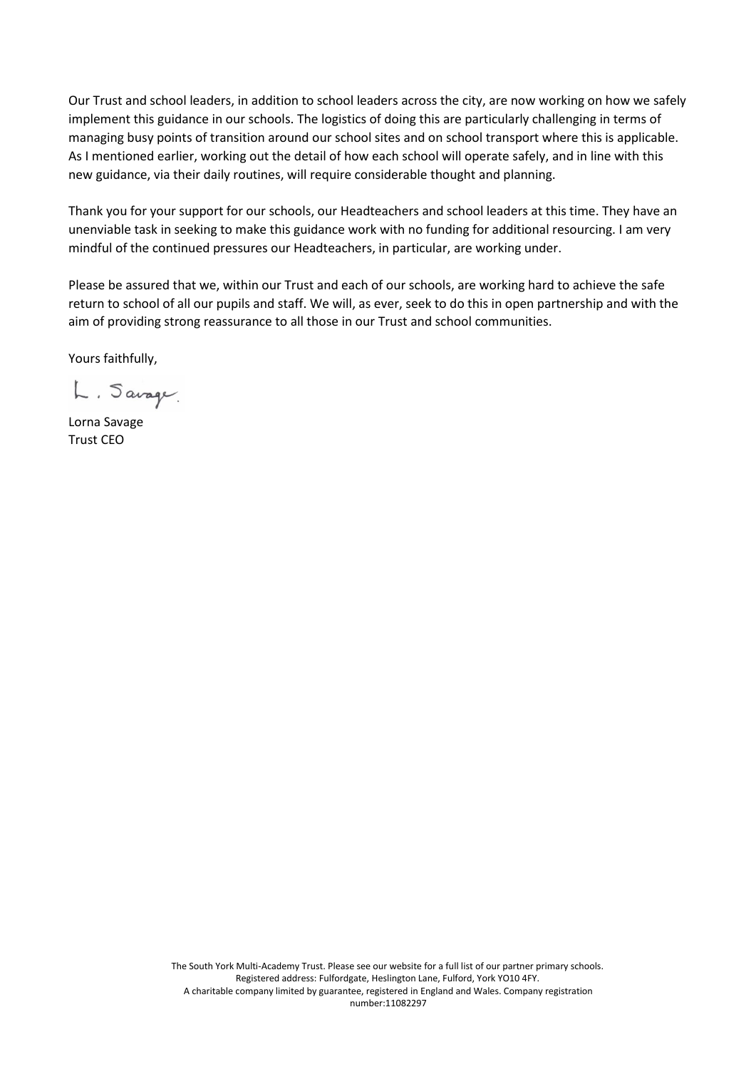Our Trust and school leaders, in addition to school leaders across the city, are now working on how we safely implement this guidance in our schools. The logistics of doing this are particularly challenging in terms of managing busy points of transition around our school sites and on school transport where this is applicable. As I mentioned earlier, working out the detail of how each school will operate safely, and in line with this new guidance, via their daily routines, will require considerable thought and planning.

Thank you for your support for our schools, our Headteachers and school leaders at this time. They have an unenviable task in seeking to make this guidance work with no funding for additional resourcing. I am very mindful of the continued pressures our Headteachers, in particular, are working under.

Please be assured that we, within our Trust and each of our schools, are working hard to achieve the safe return to school of all our pupils and staff. We will, as ever, seek to do this in open partnership and with the aim of providing strong reassurance to all those in our Trust and school communities.

Yours faithfully,

Lorna Savage
Trust CEO